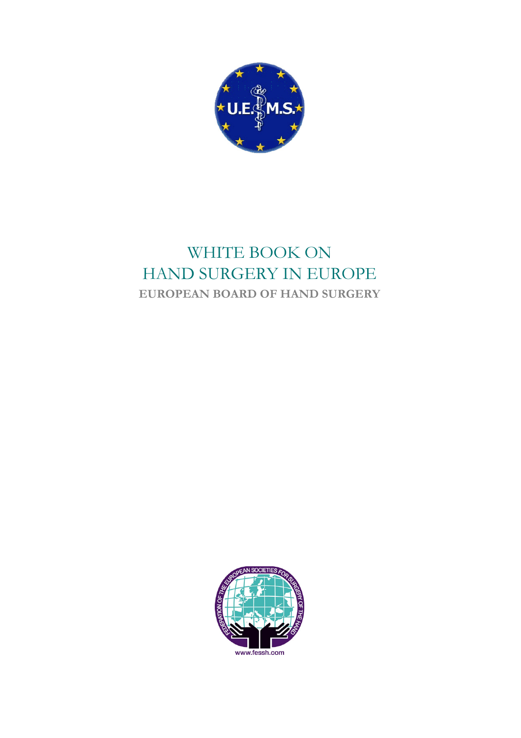# WHITE BOOK ON HAND SURGERY IN EUROPE

**EUROPEAN BOARD OF HAND SURGERY**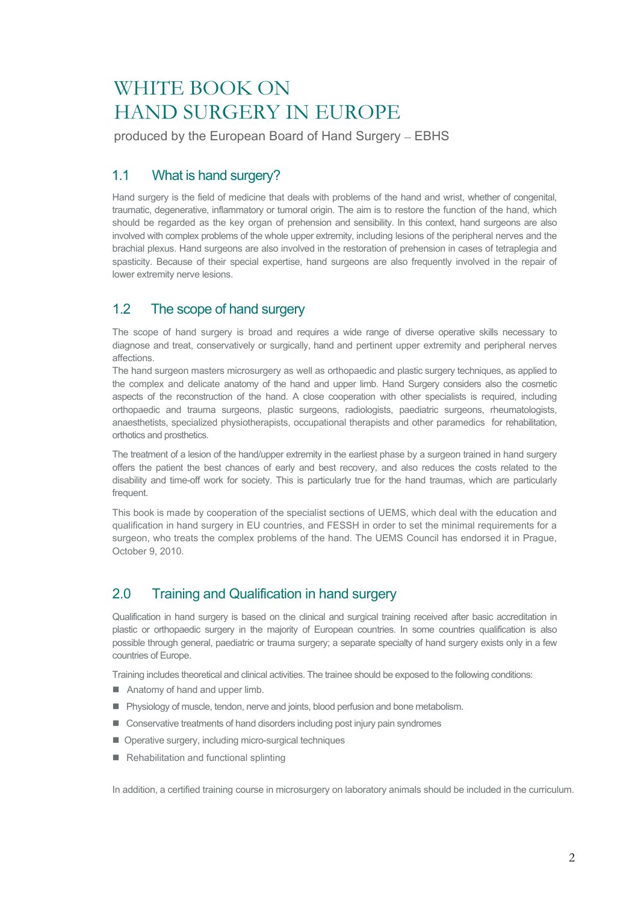# WHITE BOOK ON HAND SURGERY IN EUROPE

produced by the European Board of Hand Surgery – EBHS

## 1.1 What is hand surgery?

Hand surgery is the field of medicine that deals with problems of the hand and wrist, whether of congenital, traumatic, degenerative, inflammatory or tumoral origin. The aim is to restore the function of the hand, which should be regarded as the key organ of prehension and sensibility. In this context, hand surgeons are also involved with complex problems of the whole upper extremity, including lesions of the peripheral nerves and the brachial plexus. Hand surgeons are also involved in the restoration of prehension in cases of tetraplegia and spasticity. Because of their special expertise, hand surgeons are also frequently involved in the repair of lower extremity nerve lesions.

## 1.2 The scope of hand surgery

The scope of hand surgery is broad and requires a wide range of diverse operative skills necessary to diagnose and treat, conservatively or surgically, hand and pertinent upper extremity and peripheral nerves affections.

The hand surgeon masters microsurgery as well as orthopaedic and plastic surgery techniques, as applied to the complex and delicate anatomy of the hand and upper limb. Hand Surgery considers also the cosmetic aspects of the reconstruction of the hand. A close cooperation with other specialists is required, including orthopaedic and trauma surgeons, plastic surgeons, radiologists, paediatric surgeons, rheumatologists, anaesthetists, specialized physiotherapists, occupational therapists and other paramedics for rehabilitation, orthotics and prosthetics.

The treatment of a lesion of the hand/upper extremity in the earliest phase by a surgeon trained in hand surgery offers the patient the best chances of early and best recovery, and also reduces the costs related to the disability and time-off work for society. This is particularly true for the hand traumas, which are particularly frequent.

This book is made by cooperation of the specialist sections of UEMS, which deal with the education and qualification in hand surgery in EU countries, and FESSH in order to set the minimal requirements for a surgeon, who treats the complex problems of the hand. The UEMS Council has endorsed it in Prague, October 9, 2010.

## 2.0 Training and Qualification in hand surgery

Qualification in hand surgery is based on the clinical and surgical training received after basic accreditation in plastic or orthopaedic surgery in the majority of European countries. In some countries qualification is also possible through general, paediatric or trauma surgery; a separate specialty of hand surgery exists only in a few countries of Europe.

Training includes theoretical and clinical activities. The trainee should be exposed to the following conditions:

- Anatomy of hand and upper limb.
- Physiology of muscle, tendon, nerve and joints, blood perfusion and bone metabolism.
- Conservative treatments of hand disorders including post injury pain syndromes
- Operative surgery, including micro-surgical techniques
- Rehabilitation and functional splinting

In addition, a certified training course in microsurgery on laboratory animals should be included in the curriculum.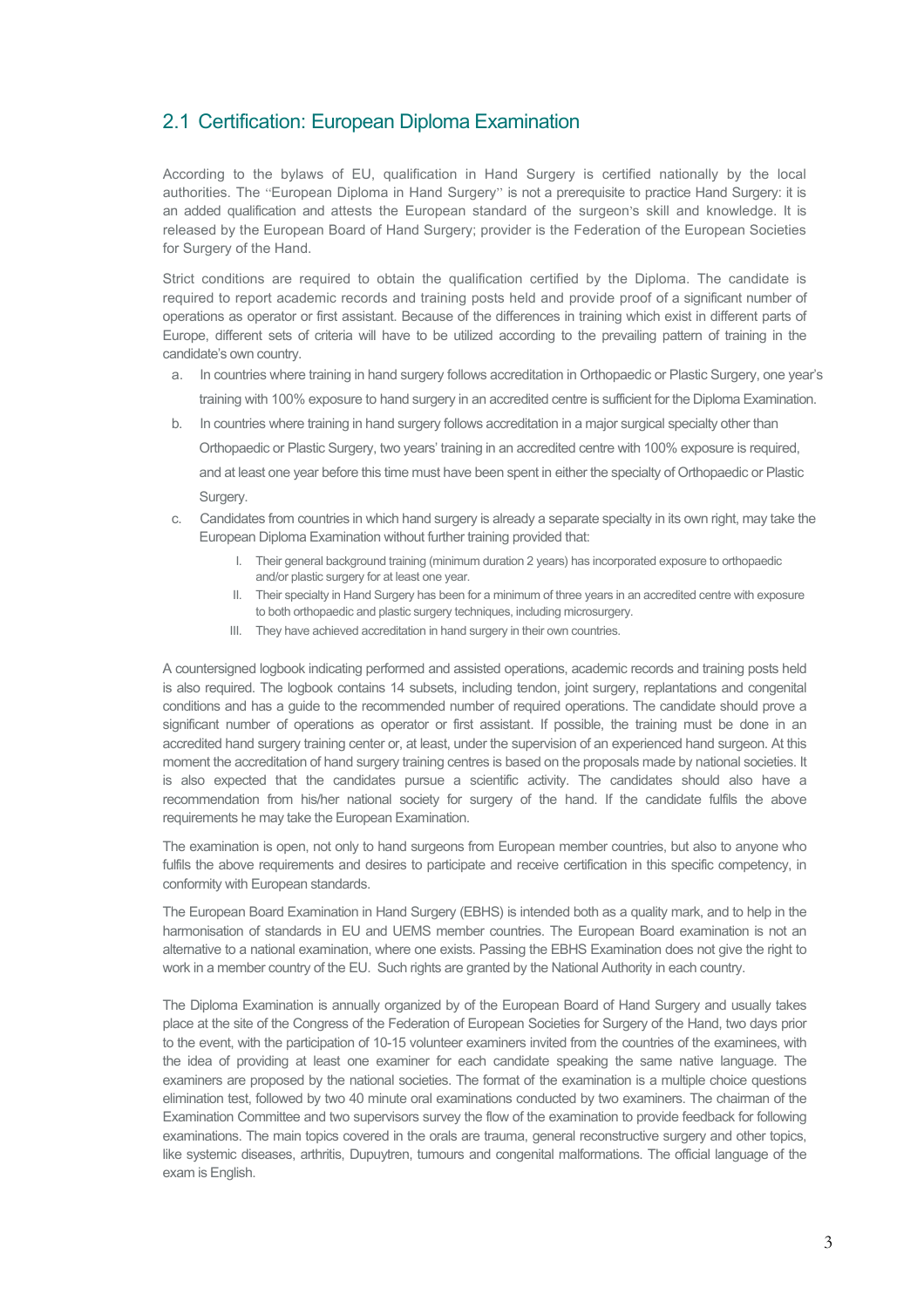## 2.1 Certification: European Diploma Examination

According to the bylaws of EU, qualification in Hand Surgery is certified nationally by the local authorities. The "European Diploma in Hand Surgery" is not a prerequisite to practice Hand Surgery: it is an added qualification and attests the European standard of the surgeon's skill and knowledge. It is released by the European Board of Hand Surgery; provider is the Federation of the European Societies for Surgery of the Hand.

Strict conditions are required to obtain the qualification certified by the Diploma. The candidate is required to report academic records and training posts held and provide proof of a significant number of operations as operator or first assistant. Because of the differences in training which exist in different parts of Europe, different sets of criteria will have to be utilized according to the prevailing pattern of training in the candidate's own country.

a. In countries where training in hand surgery follows accreditation in Orthopaedic or Plastic Surgery, one year's training with 100% exposure to hand surgery in an accredited centre is sufficient for the Diploma Examination.
b. In countries where training in hand surgery follows accreditation in a major surgical specialty other than Orthopaedic or Plastic Surgery, two years' training in an accredited centre with 100% exposure is required, and at least one year before this time must have been spent in either the specialty of Orthopaedic or Plastic Surgery.
c. Candidates from countries in which hand surgery is already a separate specialty in its own right, may take the European Diploma Examination without further training provided that:
    I. Their general background training (minimum duration 2 years) has incorporated exposure to orthopaedic and/or plastic surgery for at least one year.
    II. Their specialty in Hand Surgery has been for a minimum of three years in an accredited centre with exposure to both orthopaedic and plastic surgery techniques, including microsurgery.
    III. They have achieved accreditation in hand surgery in their own countries.

A countersigned logbook indicating performed and assisted operations, academic records and training posts held is also required. The logbook contains 14 subsets, including tendon, joint surgery, replantations and congenital conditions and has a guide to the recommended number of required operations. The candidate should prove a significant number of operations as operator or first assistant. If possible, the training must be done in an accredited hand surgery training center or, at least, under the supervision of an experienced hand surgeon. At this moment the accreditation of hand surgery training centres is based on the proposals made by national societies. It is also expected that the candidates pursue a scientific activity. The candidates should also have a recommendation from his/her national society for surgery of the hand. If the candidate fulfils the above requirements he may take the European Examination.

The examination is open, not only to hand surgeons from European member countries, but also to anyone who fulfils the above requirements and desires to participate and receive certification in this specific competency, in conformity with European standards.

The European Board Examination in Hand Surgery (EBHS) is intended both as a quality mark, and to help in the harmonisation of standards in EU and UEMS member countries. The European Board examination is not an alternative to a national examination, where one exists. Passing the EBHS Examination does not give the right to work in a member country of the EU. Such rights are granted by the National Authority in each country.

The Diploma Examination is annually organized by of the European Board of Hand Surgery and usually takes place at the site of the Congress of the Federation of European Societies for Surgery of the Hand, two days prior to the event, with the participation of 10-15 volunteer examiners invited from the countries of the examinees, with the idea of providing at least one examiner for each candidate speaking the same native language. The examiners are proposed by the national societies. The format of the examination is a multiple choice questions elimination test, followed by two 40 minute oral examinations conducted by two examiners. The chairman of the Examination Committee and two supervisors survey the flow of the examination to provide feedback for following examinations. The main topics covered in the orals are trauma, general reconstructive surgery and other topics, like systemic diseases, arthritis, Dupuytren, tumours and congenital malformations. The official language of the exam is English.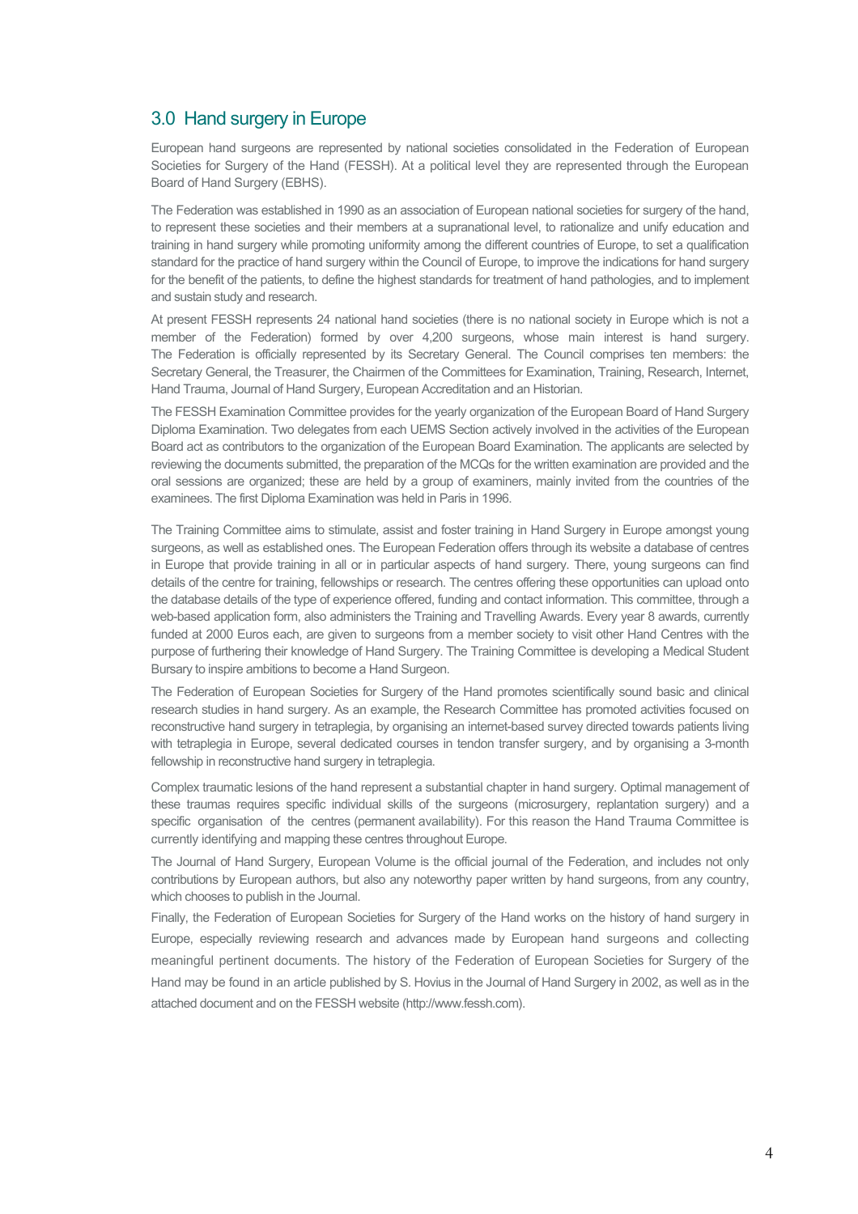## 3.0 Hand surgery in Europe

European hand surgeons are represented by national societies consolidated in the Federation of European Societies for Surgery of the Hand (FESSH). At a political level they are represented through the European Board of Hand Surgery (EBHS).

The Federation was established in 1990 as an association of European national societies for surgery of the hand, to represent these societies and their members at a supranational level, to rationalize and unify education and training in hand surgery while promoting uniformity among the different countries of Europe, to set a qualification standard for the practice of hand surgery within the Council of Europe, to improve the indications for hand surgery for the benefit of the patients, to define the highest standards for treatment of hand pathologies, and to implement and sustain study and research.

At present FESSH represents 24 national hand societies (there is no national society in Europe which is not a member of the Federation) formed by over 4,200 surgeons, whose main interest is hand surgery. The Federation is officially represented by its Secretary General. The Council comprises ten members: the Secretary General, the Treasurer, the Chairmen of the Committees for Examination, Training, Research, Internet, Hand Trauma, Journal of Hand Surgery, European Accreditation and an Historian.

The FESSH Examination Committee provides for the yearly organization of the European Board of Hand Surgery Diploma Examination. Two delegates from each UEMS Section actively involved in the activities of the European Board act as contributors to the organization of the European Board Examination. The applicants are selected by reviewing the documents submitted, the preparation of the MCQs for the written examination are provided and the oral sessions are organized; these are held by a group of examiners, mainly invited from the countries of the examinees. The first Diploma Examination was held in Paris in 1996.

The Training Committee aims to stimulate, assist and foster training in Hand Surgery in Europe amongst young surgeons, as well as established ones. The European Federation offers through its website a database of centres in Europe that provide training in all or in particular aspects of hand surgery. There, young surgeons can find details of the centre for training, fellowships or research. The centres offering these opportunities can upload onto the database details of the type of experience offered, funding and contact information. This committee, through a web-based application form, also administers the Training and Travelling Awards. Every year 8 awards, currently funded at 2000 Euros each, are given to surgeons from a member society to visit other Hand Centres with the purpose of furthering their knowledge of Hand Surgery. The Training Committee is developing a Medical Student Bursary to inspire ambitions to become a Hand Surgeon.

The Federation of European Societies for Surgery of the Hand promotes scientifically sound basic and clinical research studies in hand surgery. As an example, the Research Committee has promoted activities focused on reconstructive hand surgery in tetraplegia, by organising an internet-based survey directed towards patients living with tetraplegia in Europe, several dedicated courses in tendon transfer surgery, and by organising a 3-month fellowship in reconstructive hand surgery in tetraplegia.

Complex traumatic lesions of the hand represent a substantial chapter in hand surgery. Optimal management of these traumas requires specific individual skills of the surgeons (microsurgery, replantation surgery) and a specific organisation of the centres (permanent availability). For this reason the Hand Trauma Committee is currently identifying and mapping these centres throughout Europe.

The Journal of Hand Surgery, European Volume is the official journal of the Federation, and includes not only contributions by European authors, but also any noteworthy paper written by hand surgeons, from any country, which chooses to publish in the Journal.

Finally, the Federation of European Societies for Surgery of the Hand works on the history of hand surgery in Europe, especially reviewing research and advances made by European hand surgeons and collecting meaningful pertinent documents. The history of the Federation of European Societies for Surgery of the Hand may be found in an article published by S. Hovius in the Journal of Hand Surgery in 2002, as well as in the attached document and on the FESSH website (http://www.fessh.com).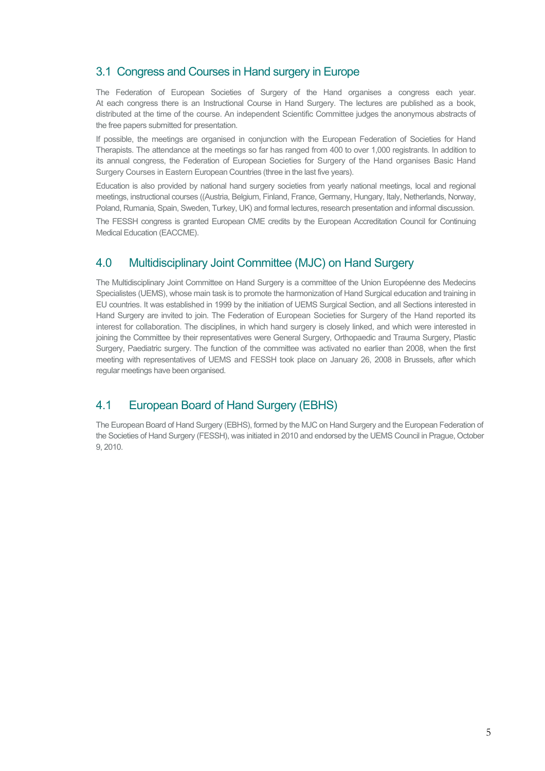## 3.1 Congress and Courses in Hand surgery in Europe

The Federation of European Societies of Surgery of the Hand organises a congress each year. At each congress there is an Instructional Course in Hand Surgery. The lectures are published as a book, distributed at the time of the course. An independent Scientific Committee judges the anonymous abstracts of the free papers submitted for presentation.

If possible, the meetings are organised in conjunction with the European Federation of Societies for Hand Therapists. The attendance at the meetings so far has ranged from 400 to over 1,000 registrants. In addition to its annual congress, the Federation of European Societies for Surgery of the Hand organises Basic Hand Surgery Courses in Eastern European Countries (three in the last five years).

Education is also provided by national hand surgery societies from yearly national meetings, local and regional meetings, instructional courses ((Austria, Belgium, Finland, France, Germany, Hungary, Italy, Netherlands, Norway, Poland, Rumania, Spain, Sweden, Turkey, UK) and formal lectures, research presentation and informal discussion.

The FESSH congress is granted European CME credits by the European Accreditation Council for Continuing Medical Education (EACCME).

## 4.0 Multidisciplinary Joint Committee (MJC) on Hand Surgery

The Multidisciplinary Joint Committee on Hand Surgery is a committee of the Union Européenne des Medecins Specialistes (UEMS), whose main task is to promote the harmonization of Hand Surgical education and training in EU countries. It was established in 1999 by the initiation of UEMS Surgical Section, and all Sections interested in Hand Surgery are invited to join. The Federation of European Societies for Surgery of the Hand reported its interest for collaboration. The disciplines, in which hand surgery is closely linked, and which were interested in joining the Committee by their representatives were General Surgery, Orthopaedic and Trauma Surgery, Plastic Surgery, Paediatric surgery. The function of the committee was activated no earlier than 2008, when the first meeting with representatives of UEMS and FESSH took place on January 26, 2008 in Brussels, after which regular meetings have been organised.

## 4.1 European Board of Hand Surgery (EBHS)

The European Board of Hand Surgery (EBHS), formed by the MJC on Hand Surgery and the European Federation of the Societies of Hand Surgery (FESSH), was initiated in 2010 and endorsed by the UEMS Council in Prague, October 9, 2010.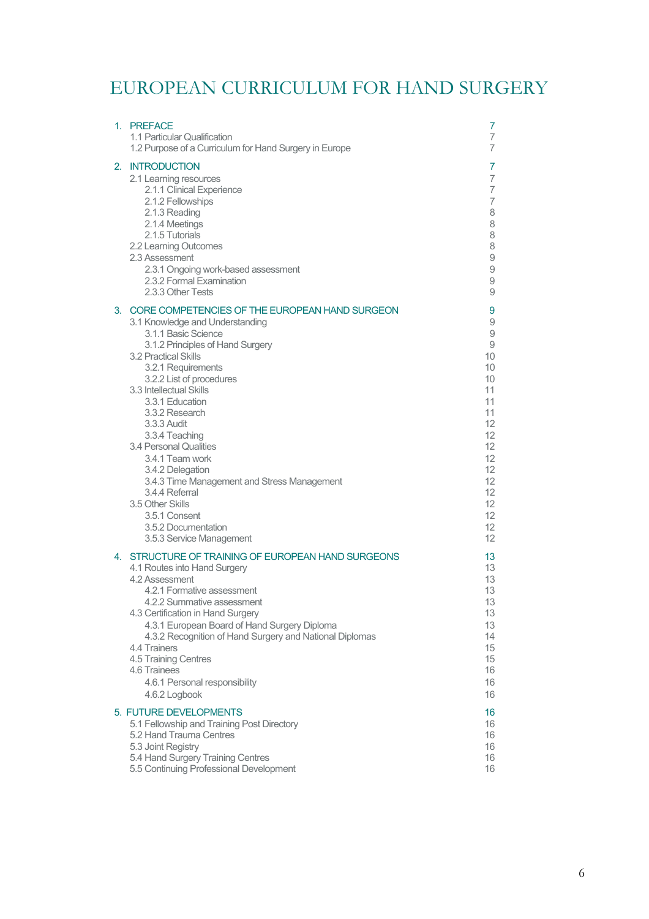# EUROPEAN CURRICULUM FOR HAND SURGERY

| | |
|---|---|
| 1. PREFACE | 7 |
| 1.1 Particular Qualification | 7 |
| 1.2 Purpose of a Curriculum for Hand Surgery in Europe | 7 |
| 2. INTRODUCTION | 7 |
| 2.1 Learning resources | 7 |
| 2.1.1 Clinical Experience | 7 |
| 2.1.2 Fellowships | 7 |
| 2.1.3 Reading | 8 |
| 2.1.4 Meetings | 8 |
| 2.1.5 Tutorials | 8 |
| 2.2 Learning Outcomes | 8 |
| 2.3 Assessment | 9 |
| 2.3.1 Ongoing work-based assessment | 9 |
| 2.3.2 Formal Examination | 9 |
| 2.3.3 Other Tests | 9 |
| 3. CORE COMPETENCIES OF THE EUROPEAN HAND SURGEON | 9 |
| 3.1 Knowledge and Understanding | 9 |
| 3.1.1 Basic Science | 9 |
| 3.1.2 Principles of Hand Surgery | 9 |
| 3.2 Practical Skills | 10 |
| 3.2.1 Requirements | 10 |
| 3.2.2 List of procedures | 10 |
| 3.3 Intellectual Skills | 11 |
| 3.3.1 Education | 11 |
| 3.3.2 Research | 11 |
| 3.3.3 Audit | 12 |
| 3.3.4 Teaching | 12 |
| 3.4 Personal Qualities | 12 |
| 3.4.1 Team work | 12 |
| 3.4.2 Delegation | 12 |
| 3.4.3 Time Management and Stress Management | 12 |
| 3.4.4 Referral | 12 |
| 3.5 Other Skills | 12 |
| 3.5.1 Consent | 12 |
| 3.5.2 Documentation | 12 |
| 3.5.3 Service Management | 12 |
| 4. STRUCTURE OF TRAINING OF EUROPEAN HAND SURGEONS | 13 |
| 4.1 Routes into Hand Surgery | 13 |
| 4.2 Assessment | 13 |
| 4.2.1 Formative assessment | 13 |
| 4.2.2 Summative assessment | 13 |
| 4.3 Certification in Hand Surgery | 13 |
| 4.3.1 European Board of Hand Surgery Diploma | 13 |
| 4.3.2 Recognition of Hand Surgery and National Diplomas | 14 |
| 4.4 Trainers | 15 |
| 4.5 Training Centres | 15 |
| 4.6 Trainees | 16 |
| 4.6.1 Personal responsibility | 16 |
| 4.6.2 Logbook | 16 |
| 5. FUTURE DEVELOPMENTS | 16 |
| 5.1 Fellowship and Training Post Directory | 16 |
| 5.2 Hand Trauma Centres | 16 |
| 5.3 Joint Registry | 16 |
| 5.4 Hand Surgery Training Centres | 16 |
| 5.5 Continuing Professional Development | 16 |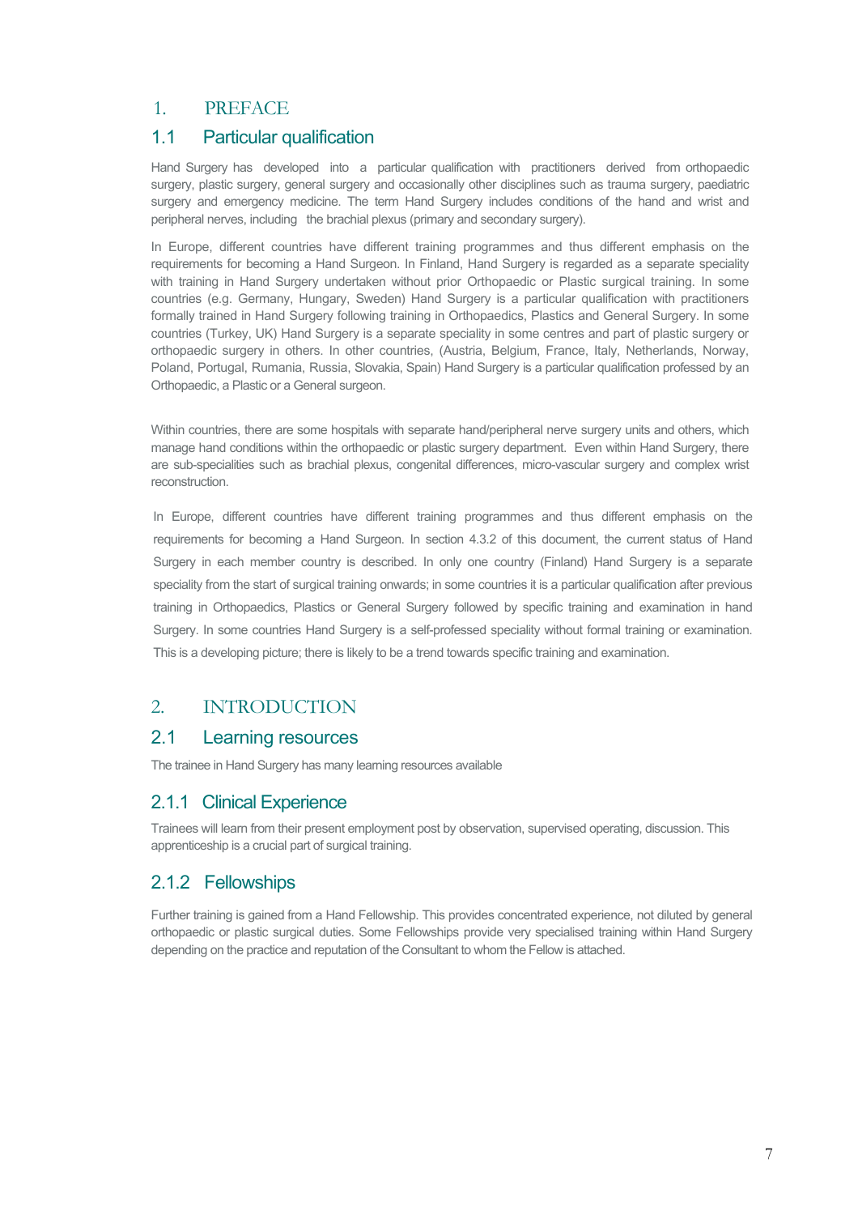# 1. PREFACE

## 1.1 Particular qualification

Hand Surgery has developed into a particular qualification with practitioners derived from orthopaedic surgery, plastic surgery, general surgery and occasionally other disciplines such as trauma surgery, paediatric surgery and emergency medicine. The term Hand Surgery includes conditions of the hand and wrist and peripheral nerves, including the brachial plexus (primary and secondary surgery).

In Europe, different countries have different training programmes and thus different emphasis on the requirements for becoming a Hand Surgeon. In Finland, Hand Surgery is regarded as a separate speciality with training in Hand Surgery undertaken without prior Orthopaedic or Plastic surgical training. In some countries (e.g. Germany, Hungary, Sweden) Hand Surgery is a particular qualification with practitioners formally trained in Hand Surgery following training in Orthopaedics, Plastics and General Surgery. In some countries (Turkey, UK) Hand Surgery is a separate speciality in some centres and part of plastic surgery or orthopaedic surgery in others. In other countries, (Austria, Belgium, France, Italy, Netherlands, Norway, Poland, Portugal, Rumania, Russia, Slovakia, Spain) Hand Surgery is a particular qualification professed by an Orthopaedic, a Plastic or a General surgeon.

Within countries, there are some hospitals with separate hand/peripheral nerve surgery units and others, which manage hand conditions within the orthopaedic or plastic surgery department. Even within Hand Surgery, there are sub-specialities such as brachial plexus, congenital differences, micro-vascular surgery and complex wrist reconstruction.

In Europe, different countries have different training programmes and thus different emphasis on the requirements for becoming a Hand Surgeon. In section 4.3.2 of this document, the current status of Hand Surgery in each member country is described. In only one country (Finland) Hand Surgery is a separate speciality from the start of surgical training onwards; in some countries it is a particular qualification after previous training in Orthopaedics, Plastics or General Surgery followed by specific training and examination in hand Surgery. In some countries Hand Surgery is a self-professed speciality without formal training or examination. This is a developing picture; there is likely to be a trend towards specific training and examination.

# 2. INTRODUCTION

## 2.1 Learning resources

The trainee in Hand Surgery has many learning resources available

### 2.1.1 Clinical Experience

Trainees will learn from their present employment post by observation, supervised operating, discussion. This apprenticeship is a crucial part of surgical training.

### 2.1.2 Fellowships

Further training is gained from a Hand Fellowship. This provides concentrated experience, not diluted by general orthopaedic or plastic surgical duties. Some Fellowships provide very specialised training within Hand Surgery depending on the practice and reputation of the Consultant to whom the Fellow is attached.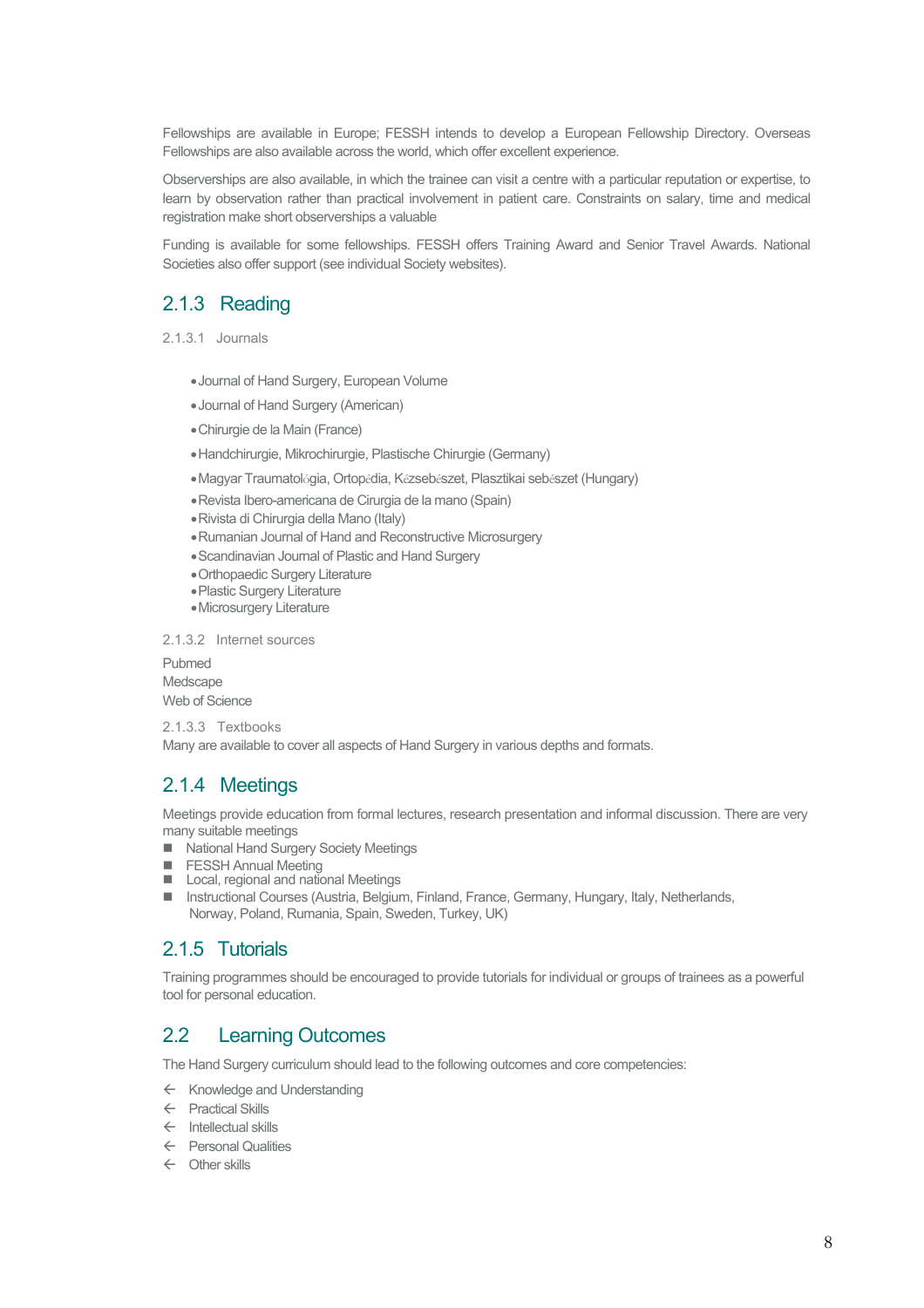Fellowships are available in Europe; FESSH intends to develop a European Fellowship Directory. Overseas Fellowships are also available across the world, which offer excellent experience.

Observerships are also available, in which the trainee can visit a centre with a particular reputation or expertise, to learn by observation rather than practical involvement in patient care. Constraints on salary, time and medical registration make short observerships a valuable

Funding is available for some fellowships. FESSH offers Training Award and Senior Travel Awards. National Societies also offer support (see individual Society websites).

### 2.1.3 Reading

#### 2.1.3.1 Journals

- Journal of Hand Surgery, European Volume
- Journal of Hand Surgery (American)
- Chirurgie de la Main (France)
- Handchirurgie, Mikrochirurgie, Plastische Chirurgie (Germany)
- Magyar Traumatológia, Ortopédia, Kézsebészet, Plasztikai sebészet (Hungary)
- Revista Ibero-americana de Cirurgia de la mano (Spain)
- Rivista di Chirurgia della Mano (Italy)
- Rumanian Journal of Hand and Reconstructive Microsurgery
- Scandinavian Journal of Plastic and Hand Surgery
- Orthopaedic Surgery Literature
- Plastic Surgery Literature
- Microsurgery Literature

#### 2.1.3.2 Internet sources

Pubmed
Medscape
Web of Science

#### 2.1.3.3 Textbooks

Many are available to cover all aspects of Hand Surgery in various depths and formats.

### 2.1.4 Meetings

Meetings provide education from formal lectures, research presentation and informal discussion. There are very many suitable meetings

- National Hand Surgery Society Meetings
- FESSH Annual Meeting
- Local, regional and national Meetings
- Instructional Courses (Austria, Belgium, Finland, France, Germany, Hungary, Italy, Netherlands, Norway, Poland, Rumania, Spain, Sweden, Turkey, UK)

### 2.1.5 Tutorials

Training programmes should be encouraged to provide tutorials for individual or groups of trainees as a powerful tool for personal education.

## 2.2 Learning Outcomes

The Hand Surgery curriculum should lead to the following outcomes and core competencies:

- Knowledge and Understanding
- Practical Skills
- Intellectual skills
- Personal Qualities
- Other skills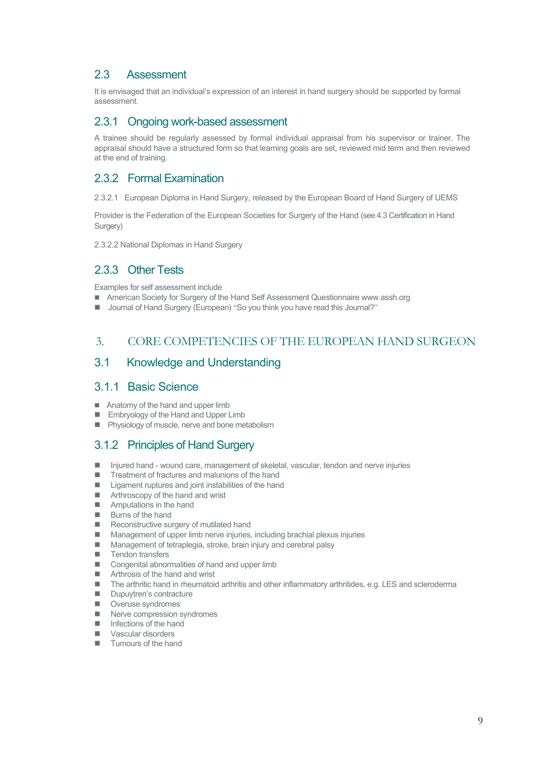## 2.3 Assessment

It is envisaged that an individual's expression of an interest in hand surgery should be supported by formal assessment.

### 2.3.1 Ongoing work-based assessment

A trainee should be regularly assessed by formal individual appraisal from his supervisor or trainer. The appraisal should have a structured form so that learning goals are set, reviewed mid term and then reviewed at the end of training.

### 2.3.2 Formal Examination

2.3.2.1 European Diploma in Hand Surgery, released by the European Board of Hand Surgery of UEMS

Provider is the Federation of the European Societies for Surgery of the Hand (see 4.3 Certification in Hand Surgery)

2.3.2.2 National Diplomas in Hand Surgery

### 2.3.3 Other Tests

Examples for self assessment include

- American Society for Surgery of the Hand Self Assessment Questionnaire www.assh.org
- Journal of Hand Surgery (European) "So you think you have read this Journal?"

# 3. CORE COMPETENCIES OF THE EUROPEAN HAND SURGEON

## 3.1 Knowledge and Understanding

### 3.1.1 Basic Science

- Anatomy of the hand and upper limb
- Embryology of the Hand and Upper Limb
- Physiology of muscle, nerve and bone metabolism

### 3.1.2 Principles of Hand Surgery

- Injured hand - wound care, management of skeletal, vascular, tendon and nerve injuries
- Treatment of fractures and malunions of the hand
- Ligament ruptures and joint instabilities of the hand
- Arthroscopy of the hand and wrist
- Amputations in the hand
- Burns of the hand
- Reconstructive surgery of mutilated hand
- Management of upper limb nerve injuries, including brachial plexus injuries
- Management of tetraplegia, stroke, brain injury and cerebral palsy
- Tendon transfers
- Congenital abnormalities of hand and upper limb
- Arthrosis of the hand and wrist
- The arthritic hand in rheumatoid arthritis and other inflammatory arthritides, e.g. LES and scleroderma
- Dupuytren's contracture
- Overuse syndromes
- Nerve compression syndromes
- Infections of the hand
- Vascular disorders
- Tumours of the hand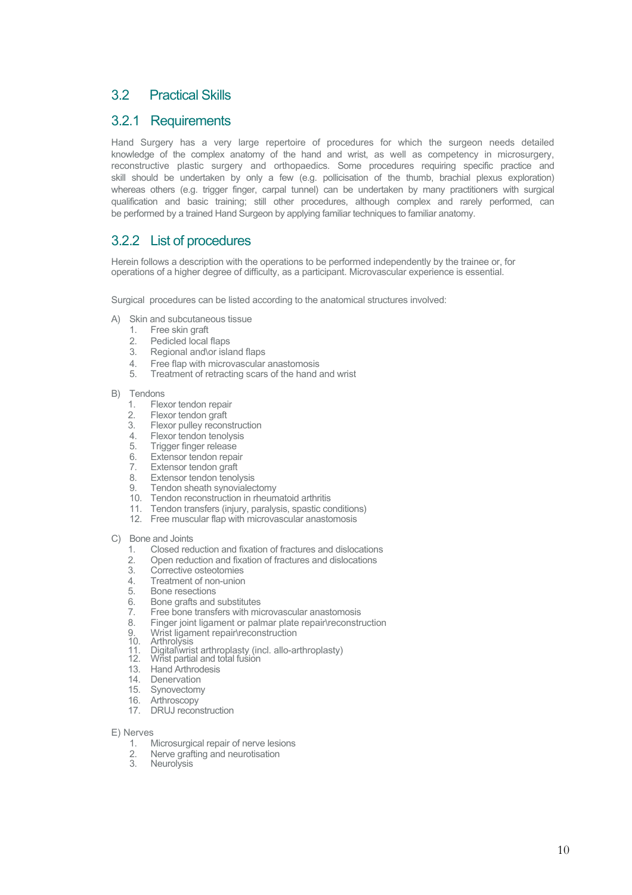## 3.2 Practical Skills

### 3.2.1 Requirements

Hand Surgery has a very large repertoire of procedures for which the surgeon needs detailed knowledge of the complex anatomy of the hand and wrist, as well as competency in microsurgery, reconstructive plastic surgery and orthopaedics. Some procedures requiring specific practice and skill should be undertaken by only a few (e.g. pollicisation of the thumb, brachial plexus exploration) whereas others (e.g. trigger finger, carpal tunnel) can be undertaken by many practitioners with surgical qualification and basic training; still other procedures, although complex and rarely performed, can be performed by a trained Hand Surgeon by applying familiar techniques to familiar anatomy.

### 3.2.2 List of procedures

Herein follows a description with the operations to be performed independently by the trainee or, for operations of a higher degree of difficulty, as a participant. Microvascular experience is essential.

Surgical procedures can be listed according to the anatomical structures involved:

A) Skin and subcutaneous tissue
   1. Free skin graft
   2. Pedicled local flaps
   3. Regional and\or island flaps
   4. Free flap with microvascular anastomosis
   5. Treatment of retracting scars of the hand and wrist

B) Tendons
   1. Flexor tendon repair
   2. Flexor tendon graft
   3. Flexor pulley reconstruction
   4. Flexor tendon tenolysis
   5. Trigger finger release
   6. Extensor tendon repair
   7. Extensor tendon graft
   8. Extensor tendon tenolysis
   9. Tendon sheath synovialectomy
   10. Tendon reconstruction in rheumatoid arthritis
   11. Tendon transfers (injury, paralysis, spastic conditions)
   12. Free muscular flap with microvascular anastomosis

C) Bone and Joints
   1. Closed reduction and fixation of fractures and dislocations
   2. Open reduction and fixation of fractures and dislocations
   3. Corrective osteotomies
   4. Treatment of non-union
   5. Bone resections
   6. Bone grafts and substitutes
   7. Free bone transfers with microvascular anastomosis
   8. Finger joint ligament or palmar plate repair\reconstruction
   9. Wrist ligament repair\reconstruction
   10. Arthrolysis
   11. Digital\wrist arthroplasty (incl. allo-arthroplasty)
   12. Wrist partial and total fusion
   13. Hand Arthrodesis
   14. Denervation
   15. Synovectomy
   16. Arthroscopy
   17. DRUJ reconstruction

E) Nerves
   1. Microsurgical repair of nerve lesions
   2. Nerve grafting and neurotisation
   3. Neurolysis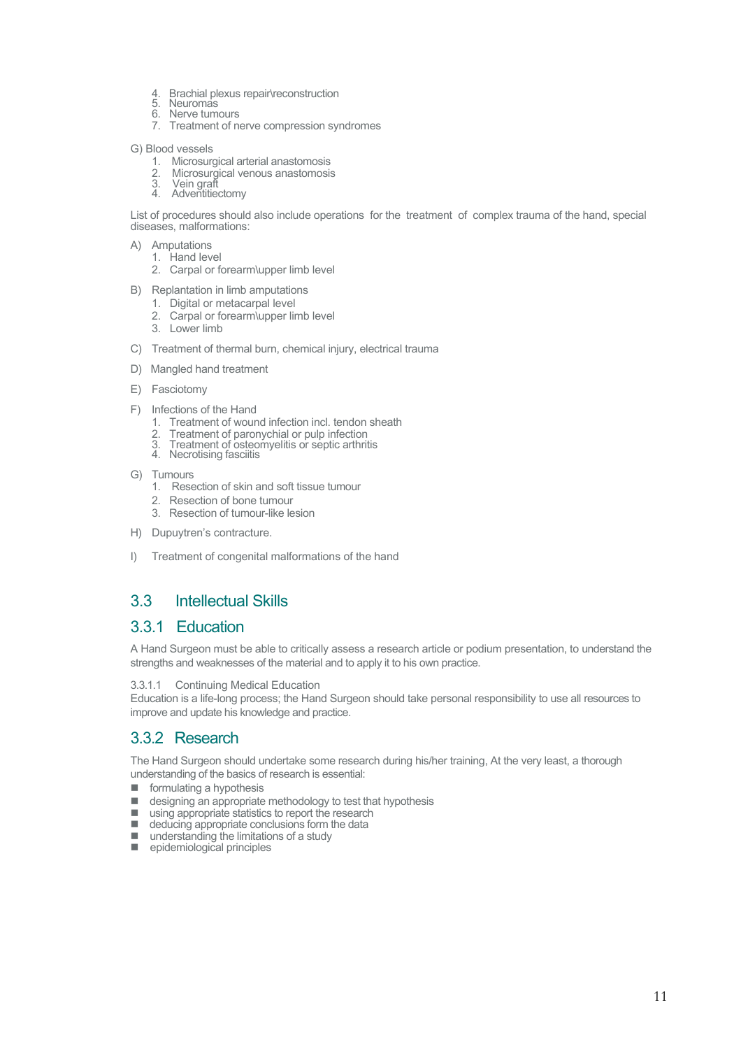4. Brachial plexus repair\reconstruction
5. Neuromas
6. Nerve tumours
7. Treatment of nerve compression syndromes

G) Blood vessels

1. Microsurgical arterial anastomosis
2. Microsurgical venous anastomosis
3. Vein graft
4. Adventitiectomy

List of procedures should also include operations for the treatment of complex trauma of the hand, special diseases, malformations:

A) Amputations
1. Hand level
2. Carpal or forearm\upper limb level

B) Replantation in limb amputations
1. Digital or metacarpal level
2. Carpal or forearm\upper limb level
3. Lower limb

C) Treatment of thermal burn, chemical injury, electrical trauma

D) Mangled hand treatment

E) Fasciotomy

F) Infections of the Hand
1. Treatment of wound infection incl. tendon sheath
2. Treatment of paronychial or pulp infection
3. Treatment of osteomyelitis or septic arthritis
4. Necrotising fasciitis

G) Tumours
1. Resection of skin and soft tissue tumour
2. Resection of bone tumour
3. Resection of tumour-like lesion

H) Dupuytren's contracture.

I) Treatment of congenital malformations of the hand

## 3.3 Intellectual Skills

### 3.3.1 Education

A Hand Surgeon must be able to critically assess a research article or podium presentation, to understand the strengths and weaknesses of the material and to apply it to his own practice.

3.3.1.1 Continuing Medical Education

Education is a life-long process; the Hand Surgeon should take personal responsibility to use all resources to improve and update his knowledge and practice.

### 3.3.2 Research

The Hand Surgeon should undertake some research during his/her training, At the very least, a thorough understanding of the basics of research is essential:

- formulating a hypothesis
- designing an appropriate methodology to test that hypothesis
- using appropriate statistics to report the research
- deducing appropriate conclusions form the data
- understanding the limitations of a study
- epidemiological principles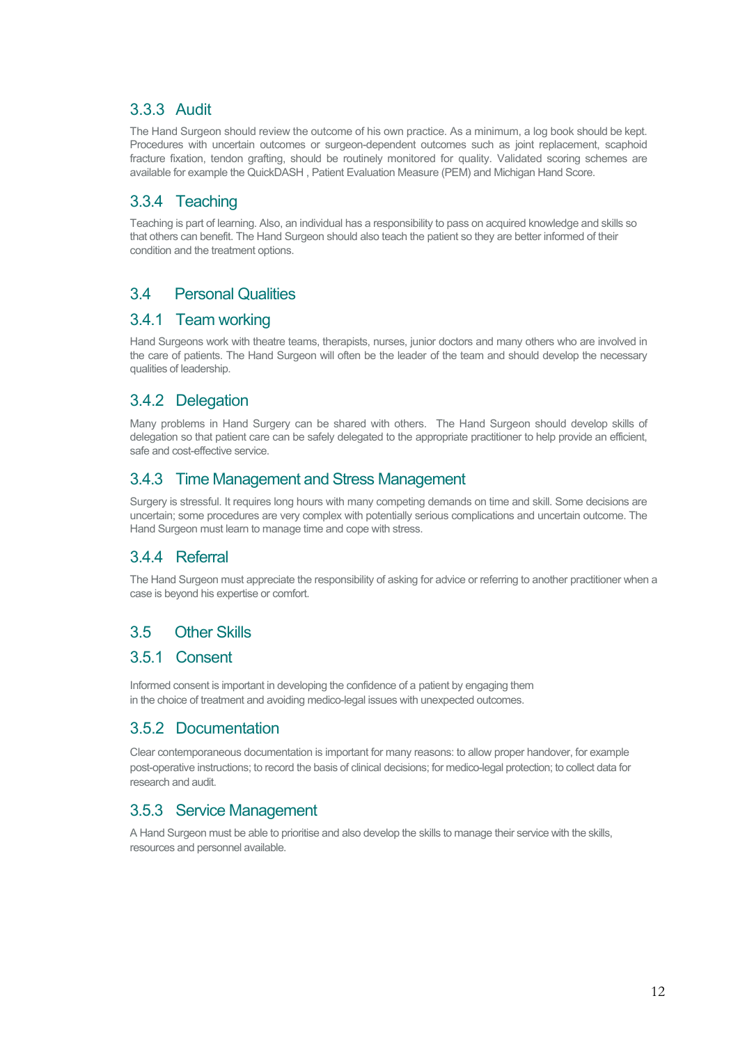### 3.3.3 Audit

The Hand Surgeon should review the outcome of his own practice. As a minimum, a log book should be kept. Procedures with uncertain outcomes or surgeon-dependent outcomes such as joint replacement, scaphoid fracture fixation, tendon grafting, should be routinely monitored for quality. Validated scoring schemes are available for example the QuickDASH , Patient Evaluation Measure (PEM) and Michigan Hand Score.

### 3.3.4 Teaching

Teaching is part of learning. Also, an individual has a responsibility to pass on acquired knowledge and skills so that others can benefit. The Hand Surgeon should also teach the patient so they are better informed of their condition and the treatment options.

## 3.4 Personal Qualities

### 3.4.1 Team working

Hand Surgeons work with theatre teams, therapists, nurses, junior doctors and many others who are involved in the care of patients. The Hand Surgeon will often be the leader of the team and should develop the necessary qualities of leadership.

### 3.4.2 Delegation

Many problems in Hand Surgery can be shared with others. The Hand Surgeon should develop skills of delegation so that patient care can be safely delegated to the appropriate practitioner to help provide an efficient, safe and cost-effective service.

### 3.4.3 Time Management and Stress Management

Surgery is stressful. It requires long hours with many competing demands on time and skill. Some decisions are uncertain; some procedures are very complex with potentially serious complications and uncertain outcome. The Hand Surgeon must learn to manage time and cope with stress.

### 3.4.4 Referral

The Hand Surgeon must appreciate the responsibility of asking for advice or referring to another practitioner when a case is beyond his expertise or comfort.

## 3.5 Other Skills

### 3.5.1 Consent

Informed consent is important in developing the confidence of a patient by engaging them in the choice of treatment and avoiding medico-legal issues with unexpected outcomes.

### 3.5.2 Documentation

Clear contemporaneous documentation is important for many reasons: to allow proper handover, for example post-operative instructions; to record the basis of clinical decisions; for medico-legal protection; to collect data for research and audit.

### 3.5.3 Service Management

A Hand Surgeon must be able to prioritise and also develop the skills to manage their service with the skills, resources and personnel available.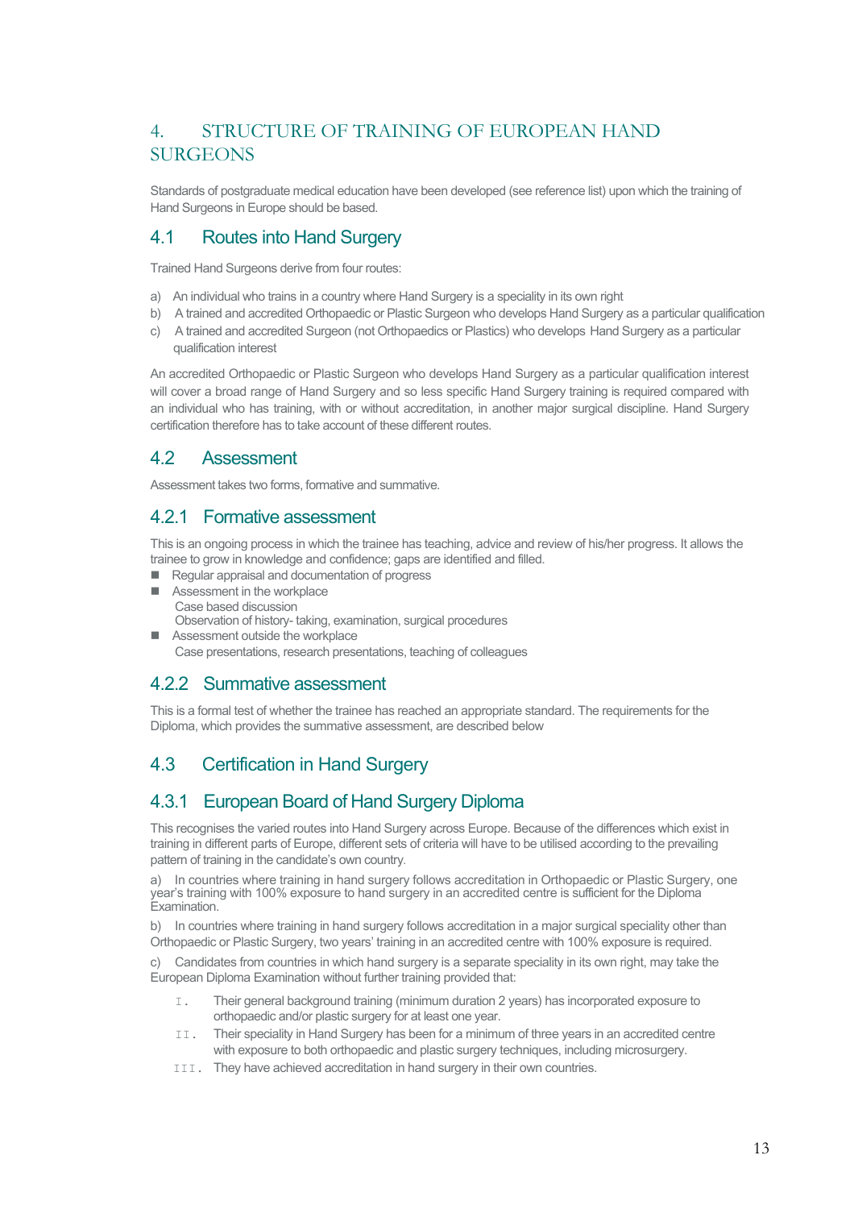# 4. STRUCTURE OF TRAINING OF EUROPEAN HAND SURGEONS

Standards of postgraduate medical education have been developed (see reference list) upon which the training of Hand Surgeons in Europe should be based.

## 4.1 Routes into Hand Surgery

Trained Hand Surgeons derive from four routes:

a) An individual who trains in a country where Hand Surgery is a speciality in its own right
b) A trained and accredited Orthopaedic or Plastic Surgeon who develops Hand Surgery as a particular qualification
c) A trained and accredited Surgeon (not Orthopaedics or Plastics) who develops Hand Surgery as a particular qualification interest

An accredited Orthopaedic or Plastic Surgeon who develops Hand Surgery as a particular qualification interest will cover a broad range of Hand Surgery and so less specific Hand Surgery training is required compared with an individual who has training, with or without accreditation, in another major surgical discipline. Hand Surgery certification therefore has to take account of these different routes.

## 4.2 Assessment

Assessment takes two forms, formative and summative.

### 4.2.1 Formative assessment

This is an ongoing process in which the trainee has teaching, advice and review of his/her progress. It allows the trainee to grow in knowledge and confidence; gaps are identified and filled.

- Regular appraisal and documentation of progress
- Assessment in the workplace
  Case based discussion
  Observation of history- taking, examination, surgical procedures
- Assessment outside the workplace
  Case presentations, research presentations, teaching of colleagues

### 4.2.2 Summative assessment

This is a formal test of whether the trainee has reached an appropriate standard. The requirements for the Diploma, which provides the summative assessment, are described below

## 4.3 Certification in Hand Surgery

### 4.3.1 European Board of Hand Surgery Diploma

This recognises the varied routes into Hand Surgery across Europe. Because of the differences which exist in training in different parts of Europe, different sets of criteria will have to be utilised according to the prevailing pattern of training in the candidate's own country.

a) In countries where training in hand surgery follows accreditation in Orthopaedic or Plastic Surgery, one year's training with 100% exposure to hand surgery in an accredited centre is sufficient for the Diploma Examination.

b) In countries where training in hand surgery follows accreditation in a major surgical speciality other than Orthopaedic or Plastic Surgery, two years' training in an accredited centre with 100% exposure is required.

c) Candidates from countries in which hand surgery is a separate speciality in its own right, may take the European Diploma Examination without further training provided that:

I. Their general background training (minimum duration 2 years) has incorporated exposure to orthopaedic and/or plastic surgery for at least one year.
II. Their speciality in Hand Surgery has been for a minimum of three years in an accredited centre with exposure to both orthopaedic and plastic surgery techniques, including microsurgery.
III. They have achieved accreditation in hand surgery in their own countries.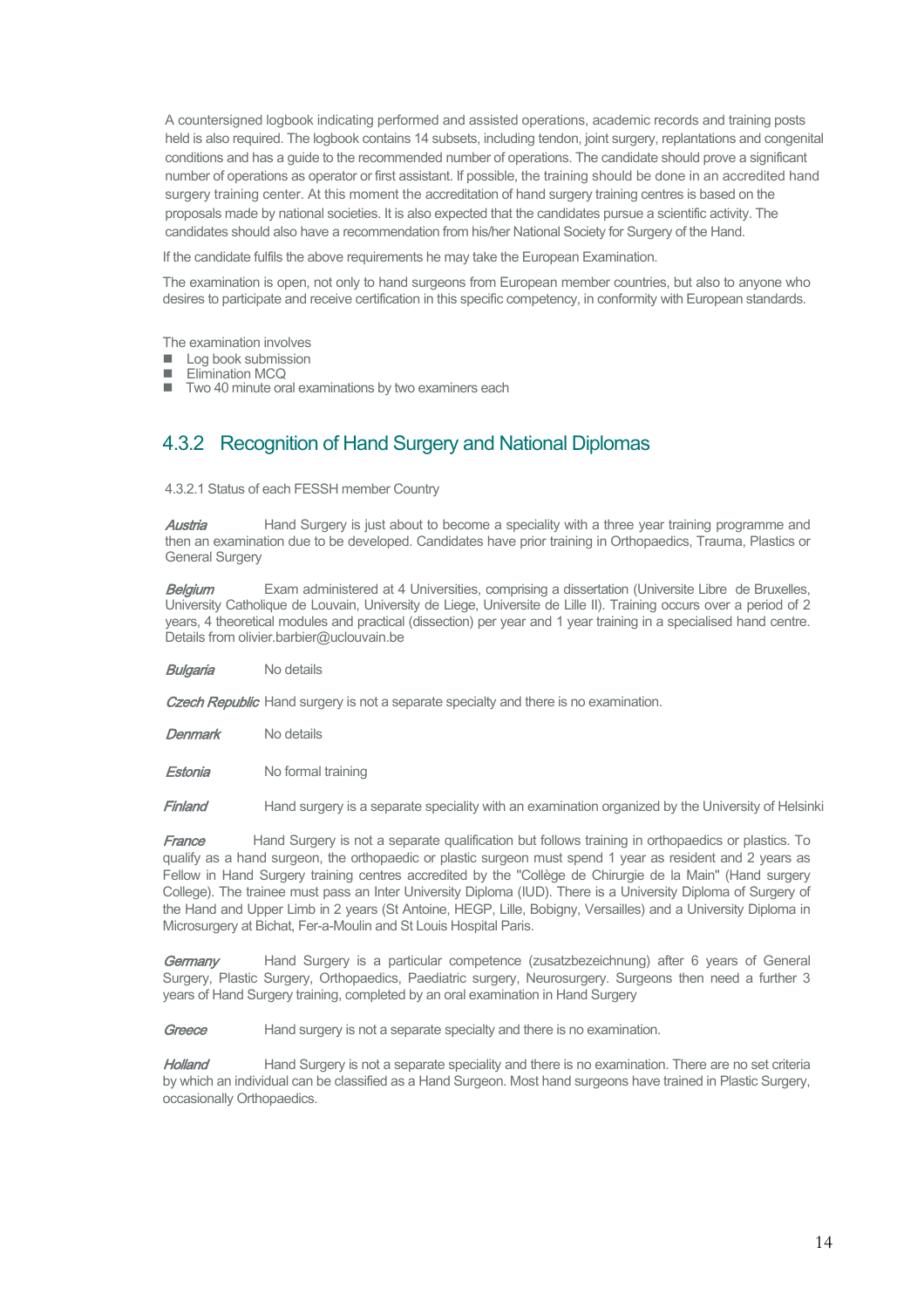A countersigned logbook indicating performed and assisted operations, academic records and training posts held is also required. The logbook contains 14 subsets, including tendon, joint surgery, replantations and congenital conditions and has a guide to the recommended number of operations. The candidate should prove a significant number of operations as operator or first assistant. If possible, the training should be done in an accredited hand surgery training center. At this moment the accreditation of hand surgery training centres is based on the proposals made by national societies. It is also expected that the candidates pursue a scientific activity. The candidates should also have a recommendation from his/her National Society for Surgery of the Hand.

If the candidate fulfils the above requirements he may take the European Examination.

The examination is open, not only to hand surgeons from European member countries, but also to anyone who desires to participate and receive certification in this specific competency, in conformity with European standards.

The examination involves

- Log book submission
- Elimination MCQ
- Two 40 minute oral examinations by two examiners each

## 4.3.2 Recognition of Hand Surgery and National Diplomas

4.3.2.1 Status of each FESSH member Country

*Austria* Hand Surgery is just about to become a speciality with a three year training programme and then an examination due to be developed. Candidates have prior training in Orthopaedics, Trauma, Plastics or General Surgery

*Belgium* Exam administered at 4 Universities, comprising a dissertation (Universite Libre de Bruxelles, University Catholique de Louvain, University de Liege, Universite de Lille II). Training occurs over a period of 2 years, 4 theoretical modules and practical (dissection) per year and 1 year training in a specialised hand centre. Details from olivier.barbier@uclouvain.be

*Bulgaria* No details

*Czech Republic* Hand surgery is not a separate specialty and there is no examination.

*Denmark* No details

*Estonia* No formal training

*Finland* Hand surgery is a separate speciality with an examination organized by the University of Helsinki

*France* Hand Surgery is not a separate qualification but follows training in orthopaedics or plastics. To qualify as a hand surgeon, the orthopaedic or plastic surgeon must spend 1 year as resident and 2 years as Fellow in Hand Surgery training centres accredited by the "Collège de Chirurgie de la Main" (Hand surgery College). The trainee must pass an Inter University Diploma (IUD). There is a University Diploma of Surgery of the Hand and Upper Limb in 2 years (St Antoine, HEGP, Lille, Bobigny, Versailles) and a University Diploma in Microsurgery at Bichat, Fer-a-Moulin and St Louis Hospital Paris.

*Germany* Hand Surgery is a particular competence (zusatzbezeichnung) after 6 years of General Surgery, Plastic Surgery, Orthopaedics, Paediatric surgery, Neurosurgery. Surgeons then need a further 3 years of Hand Surgery training, completed by an oral examination in Hand Surgery

*Greece* Hand surgery is not a separate specialty and there is no examination.

*Holland* Hand Surgery is not a separate speciality and there is no examination. There are no set criteria by which an individual can be classified as a Hand Surgeon. Most hand surgeons have trained in Plastic Surgery, occasionally Orthopaedics.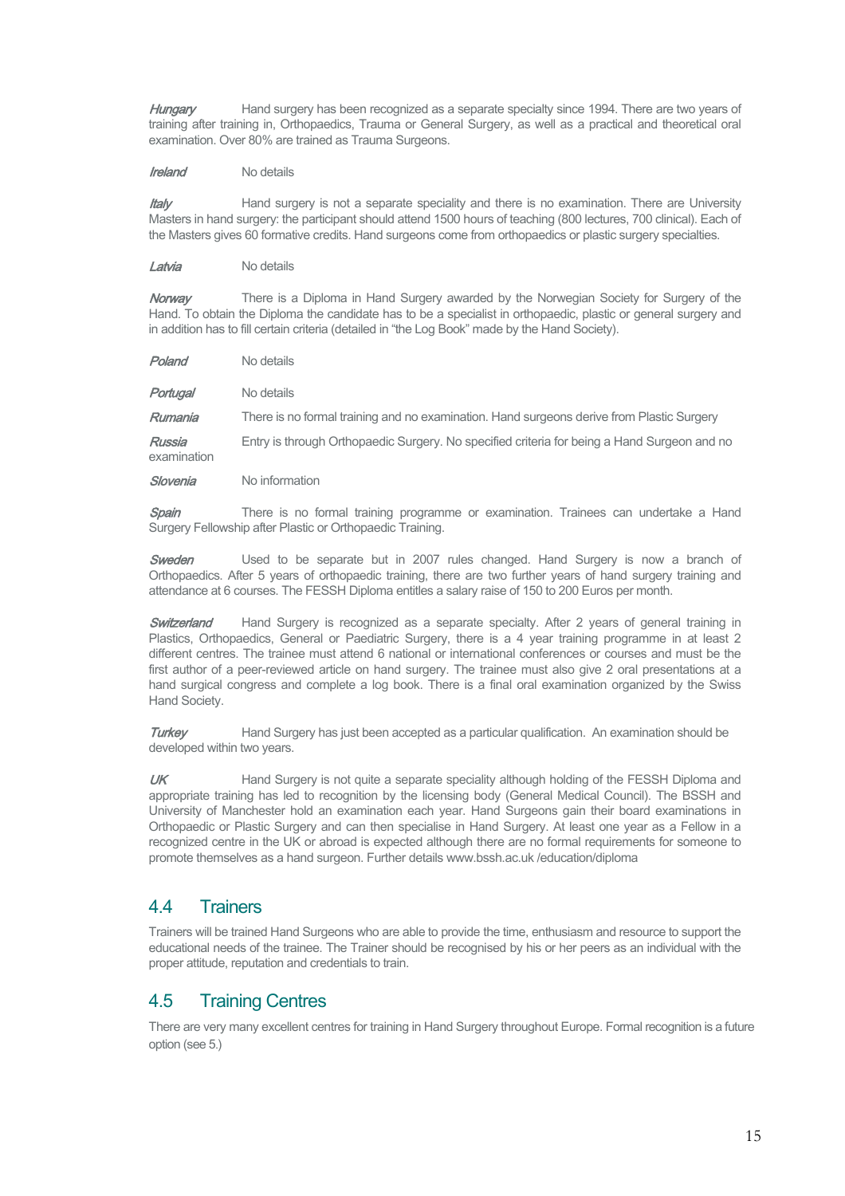*Hungary* Hand surgery has been recognized as a separate specialty since 1994. There are two years of training after training in, Orthopaedics, Trauma or General Surgery, as well as a practical and theoretical oral examination. Over 80% are trained as Trauma Surgeons.

*Ireland* No details

*Italy* Hand surgery is not a separate speciality and there is no examination. There are University Masters in hand surgery: the participant should attend 1500 hours of teaching (800 lectures, 700 clinical). Each of the Masters gives 60 formative credits. Hand surgeons come from orthopaedics or plastic surgery specialties.

*Latvia* No details

*Norway* There is a Diploma in Hand Surgery awarded by the Norwegian Society for Surgery of the Hand. To obtain the Diploma the candidate has to be a specialist in orthopaedic, plastic or general surgery and in addition has to fill certain criteria (detailed in "the Log Book" made by the Hand Society).

*Poland* No details

*Portugal* No details

*Rumania* There is no formal training and no examination. Hand surgeons derive from Plastic Surgery

*Russia* Entry is through Orthopaedic Surgery. No specified criteria for being a Hand Surgeon and no examination

*Slovenia* No information

*Spain* There is no formal training programme or examination. Trainees can undertake a Hand Surgery Fellowship after Plastic or Orthopaedic Training.

*Sweden* Used to be separate but in 2007 rules changed. Hand Surgery is now a branch of Orthopaedics. After 5 years of orthopaedic training, there are two further years of hand surgery training and attendance at 6 courses. The FESSH Diploma entitles a salary raise of 150 to 200 Euros per month.

*Switzerland* Hand Surgery is recognized as a separate specialty. After 2 years of general training in Plastics, Orthopaedics, General or Paediatric Surgery, there is a 4 year training programme in at least 2 different centres. The trainee must attend 6 national or international conferences or courses and must be the first author of a peer-reviewed article on hand surgery. The trainee must also give 2 oral presentations at a hand surgical congress and complete a log book. There is a final oral examination organized by the Swiss Hand Society.

*Turkey* Hand Surgery has just been accepted as a particular qualification. An examination should be developed within two years.

*UK* Hand Surgery is not quite a separate speciality although holding of the FESSH Diploma and appropriate training has led to recognition by the licensing body (General Medical Council). The BSSH and University of Manchester hold an examination each year. Hand Surgeons gain their board examinations in Orthopaedic or Plastic Surgery and can then specialise in Hand Surgery. At least one year as a Fellow in a recognized centre in the UK or abroad is expected although there are no formal requirements for someone to promote themselves as a hand surgeon. Further details www.bssh.ac.uk /education/diploma

## 4.4 Trainers

Trainers will be trained Hand Surgeons who are able to provide the time, enthusiasm and resource to support the educational needs of the trainee. The Trainer should be recognised by his or her peers as an individual with the proper attitude, reputation and credentials to train.

## 4.5 Training Centres

There are very many excellent centres for training in Hand Surgery throughout Europe. Formal recognition is a future option (see 5.)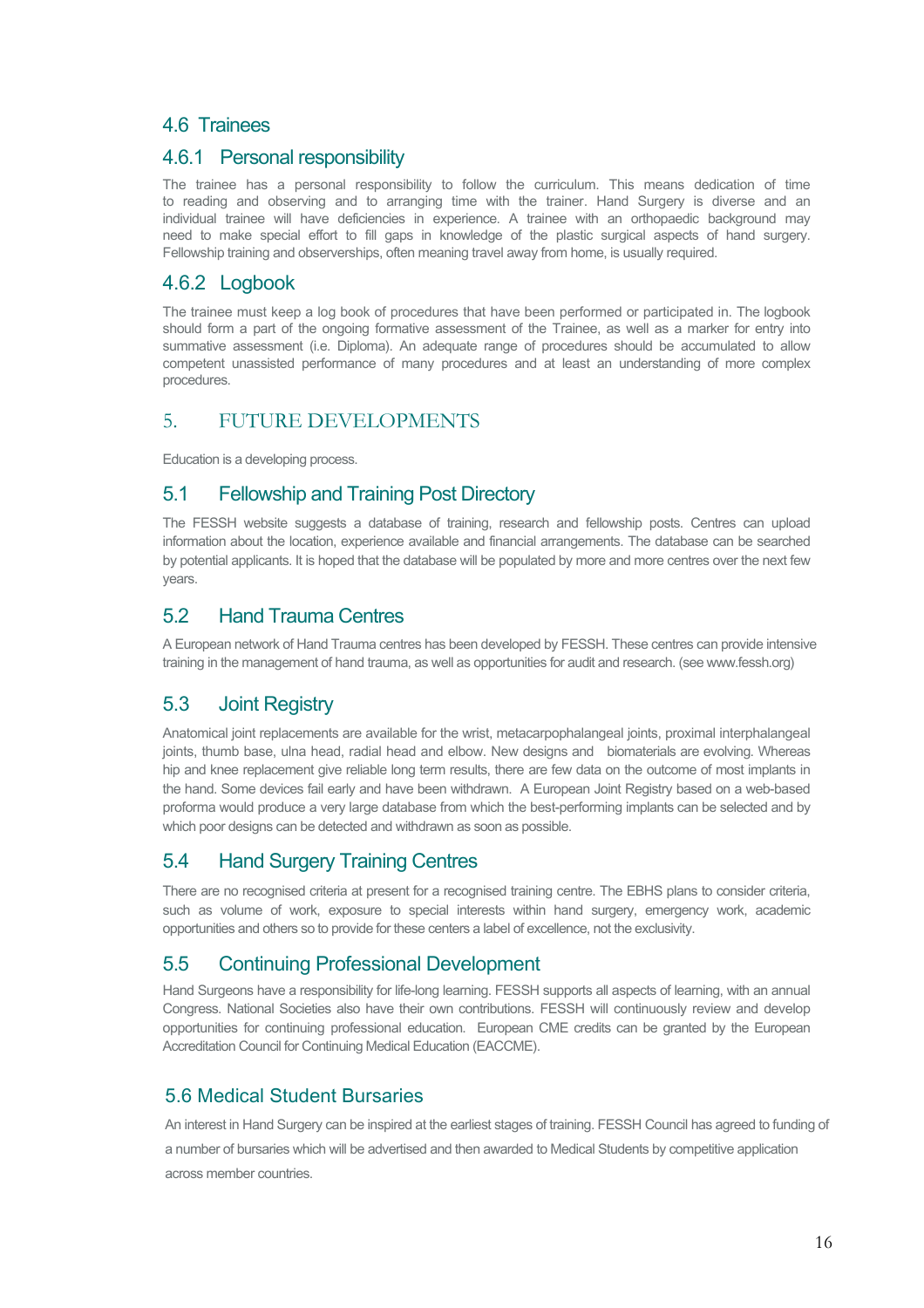### 4.6 Trainees

#### 4.6.1 Personal responsibility

The trainee has a personal responsibility to follow the curriculum. This means dedication of time to reading and observing and to arranging time with the trainer. Hand Surgery is diverse and an individual trainee will have deficiencies in experience. A trainee with an orthopaedic background may need to make special effort to fill gaps in knowledge of the plastic surgical aspects of hand surgery. Fellowship training and observerships, often meaning travel away from home, is usually required.

#### 4.6.2 Logbook

The trainee must keep a log book of procedures that have been performed or participated in. The logbook should form a part of the ongoing formative assessment of the Trainee, as well as a marker for entry into summative assessment (i.e. Diploma). An adequate range of procedures should be accumulated to allow competent unassisted performance of many procedures and at least an understanding of more complex procedures.

## 5. FUTURE DEVELOPMENTS

Education is a developing process.

### 5.1 Fellowship and Training Post Directory

The FESSH website suggests a database of training, research and fellowship posts. Centres can upload information about the location, experience available and financial arrangements. The database can be searched by potential applicants. It is hoped that the database will be populated by more and more centres over the next few years.

### 5.2 Hand Trauma Centres

A European network of Hand Trauma centres has been developed by FESSH. These centres can provide intensive training in the management of hand trauma, as well as opportunities for audit and research. (see www.fessh.org)

### 5.3 Joint Registry

Anatomical joint replacements are available for the wrist, metacarpophalangeal joints, proximal interphalangeal joints, thumb base, ulna head, radial head and elbow. New designs and biomaterials are evolving. Whereas hip and knee replacement give reliable long term results, there are few data on the outcome of most implants in the hand. Some devices fail early and have been withdrawn. A European Joint Registry based on a web-based proforma would produce a very large database from which the best-performing implants can be selected and by which poor designs can be detected and withdrawn as soon as possible.

### 5.4 Hand Surgery Training Centres

There are no recognised criteria at present for a recognised training centre. The EBHS plans to consider criteria, such as volume of work, exposure to special interests within hand surgery, emergency work, academic opportunities and others so to provide for these centers a label of excellence, not the exclusivity.

### 5.5 Continuing Professional Development

Hand Surgeons have a responsibility for life-long learning. FESSH supports all aspects of learning, with an annual Congress. National Societies also have their own contributions. FESSH will continuously review and develop opportunities for continuing professional education. European CME credits can be granted by the European Accreditation Council for Continuing Medical Education (EACCME).

### 5.6 Medical Student Bursaries

An interest in Hand Surgery can be inspired at the earliest stages of training. FESSH Council has agreed to funding of a number of bursaries which will be advertised and then awarded to Medical Students by competitive application across member countries.